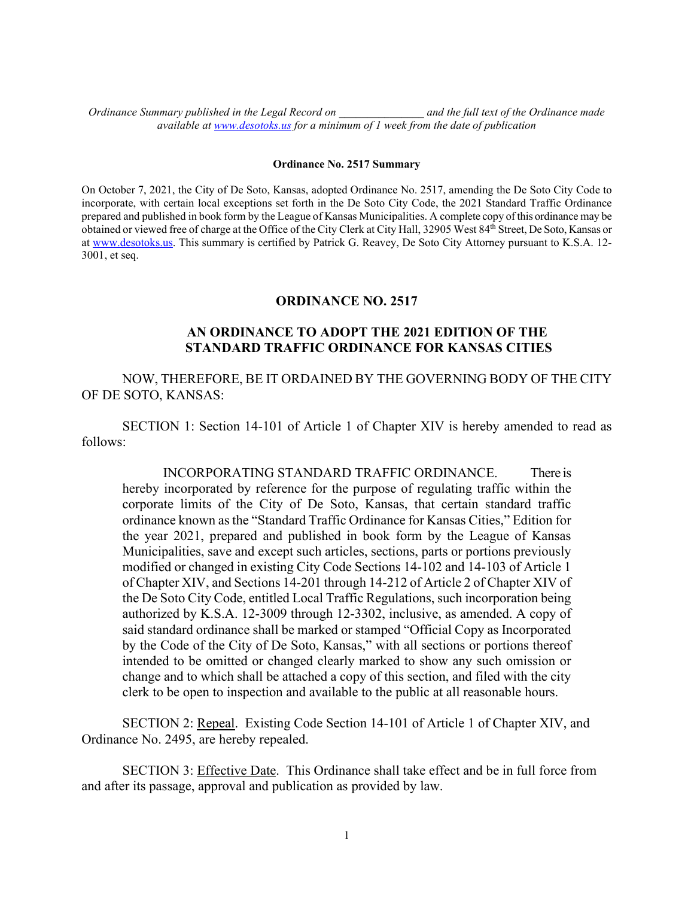*Ordinance Summary published in the Legal Record on _______________ and the full text of the Ordinance made available at www.desotoks.us for a minimum of 1 week from the date of publication*

**Ordinance No. 2517 Summary**

On October 7, 2021, the City of De Soto, Kansas, adopted Ordinance No. 2517, amending the De Soto City Code to incorporate, with certain local exceptions set forth in the De Soto City Code, the 2021 Standard Traffic Ordinance prepared and published in book form by the League of Kansas Municipalities. A complete copy of this ordinance may be obtained or viewed free of charge at the Office of the City Clerk at City Hall, 32905 West 84th Street, De Soto, Kansas or at www.desotoks.us. This summary is certified by Patrick G. Reavey, De Soto City Attorney pursuant to K.S.A. 12-3001, et seq.

# ORDINANCE NO. 2517

## AN ORDINANCE TO ADOPT THE 2021 EDITION OF THE STANDARD TRAFFIC ORDINANCE FOR KANSAS CITIES

NOW, THEREFORE, BE IT ORDAINED BY THE GOVERNING BODY OF THE CITY OF DE SOTO, KANSAS:

SECTION 1: Section 14-101 of Article 1 of Chapter XIV is hereby amended to read as follows:

> INCORPORATING STANDARD TRAFFIC ORDINANCE. There is hereby incorporated by reference for the purpose of regulating traffic within the corporate limits of the City of De Soto, Kansas, that certain standard traffic ordinance known as the "Standard Traffic Ordinance for Kansas Cities," Edition for the year 2021, prepared and published in book form by the League of Kansas Municipalities, save and except such articles, sections, parts or portions previously modified or changed in existing City Code Sections 14-102 and 14-103 of Article 1 of Chapter XIV, and Sections 14-201 through 14-212 of Article 2 of Chapter XIV of the De Soto City Code, entitled Local Traffic Regulations, such incorporation being authorized by K.S.A. 12-3009 through 12-3302, inclusive, as amended. A copy of said standard ordinance shall be marked or stamped "Official Copy as Incorporated by the Code of the City of De Soto, Kansas," with all sections or portions thereof intended to be omitted or changed clearly marked to show any such omission or change and to which shall be attached a copy of this section, and filed with the city clerk to be open to inspection and available to the public at all reasonable hours.

SECTION 2: Repeal. Existing Code Section 14-101 of Article 1 of Chapter XIV, and Ordinance No. 2495, are hereby repealed.

SECTION 3: Effective Date. This Ordinance shall take effect and be in full force from and after its passage, approval and publication as provided by law.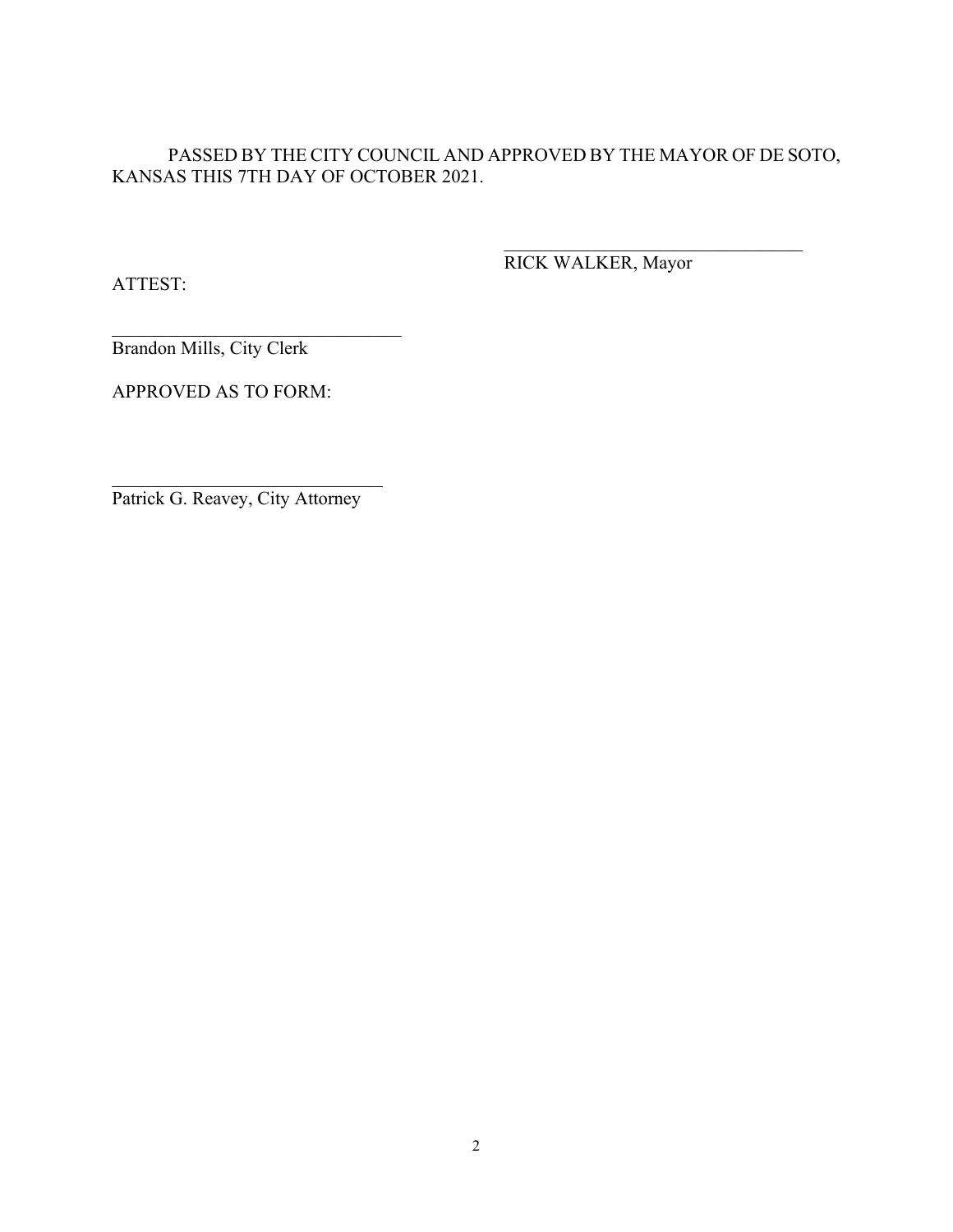PASSED BY THE CITY COUNCIL AND APPROVED BY THE MAYOR OF DE SOTO, KANSAS THIS 7TH DAY OF OCTOBER 2021.

\_\_\_\_\_\_\_\_\_\_\_\_\_\_\_\_\_\_\_\_\_\_\_\_\_\_\_\_\_\_\_\_
RICK WALKER, Mayor

ATTEST:

\_\_\_\_\_\_\_\_\_\_\_\_\_\_\_\_\_\_\_\_\_\_\_\_\_\_\_\_\_\_\_\_
Brandon Mills, City Clerk

APPROVED AS TO FORM:

\_\_\_\_\_\_\_\_\_\_\_\_\_\_\_\_\_\_\_\_\_\_\_\_\_\_\_\_\_\_\_\_
Patrick G. Reavey, City Attorney